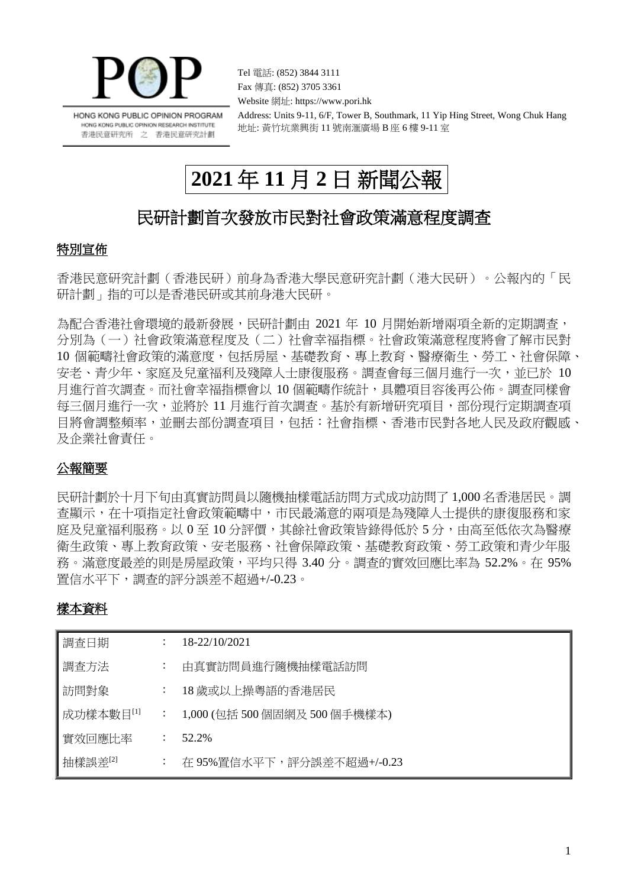POP

HONG KONG PUBLIC OPINION PROGRAM
HONG KONG PUBLIC OPINION RESEARCH INSTITUTE
香港民意研究所 之 香港民意研究計劃

Tel 電話: (852) 3844 3111
Fax 傳真: (852) 3705 3361
Website 網址: https://www.pori.hk
Address: Units 9-11, 6/F, Tower B, Southmark, 11 Yip Hing Street, Wong Chuk Hang
地址: 黃竹坑業興街 11 號南滙廣場 B 座 6 樓 9-11 室

# 2021 年 11 月 2 日 新聞公報

## 民研計劃首次發放市民對社會政策滿意程度調查

### 特別宣佈

香港民意研究計劃（香港民研）前身為香港大學民意研究計劃（港大民研）。公報內的「民研計劃」指的可以是香港民研或其前身港大民研。

為配合香港社會環境的最新發展，民研計劃由 2021 年 10 月開始新增兩項全新的定期調查，分別為（一）社會政策滿意程度及（二）社會幸福指標。社會政策滿意程度將會了解市民對 10 個範疇社會政策的滿意度，包括房屋、基礎教育、專上教育、醫療衛生、勞工、社會保障、安老、青少年、家庭及兒童福利及殘障人士康復服務。調查會每三個月進行一次，並已於 10 月進行首次調查。而社會幸福指標會以 10 個範疇作統計，具體項目容後再公佈。調查同樣會每三個月進行一次，並將於 11 月進行首次調查。基於有新增研究項目，部份現行定期調查項目將會調整頻率，並刪去部份調查項目，包括：社會指標、香港市民對各地人民及政府觀感、及企業社會責任。

### 公報簡要

民研計劃於十月下旬由真實訪問員以隨機抽樣電話訪問方式成功訪問了 1,000 名香港居民。調查顯示，在十項指定社會政策範疇中，市民最滿意的兩項是為殘障人士提供的康復服務和家庭及兒童福利服務。以 0 至 10 分評價，其餘社會政策皆錄得低於 5 分，由高至低依次為醫療衛生政策、專上教育政策、安老服務、社會保障政策、基礎教育政策、勞工政策和青少年服務。滿意度最差的則是房屋政策，平均只得 3.40 分。調查的實效回應比率為 52.2%。在 95% 置信水平下，調查的評分誤差不超過+/-0.23。

### 樣本資料

| | | |
|---|---|---|
| 調查日期 | : | 18-22/10/2021 |
| 調查方法 | : | 由真實訪問員進行隨機抽樣電話訪問 |
| 訪問對象 | : | 18 歲或以上操粵語的香港居民 |
| 成功樣本數目[1] | : | 1,000 (包括 500 個固網及 500 個手機樣本) |
| 實效回應比率 | : | 52.2% |
| 抽樣誤差[2] | : | 在 95%置信水平下，評分誤差不超過+/-0.23 |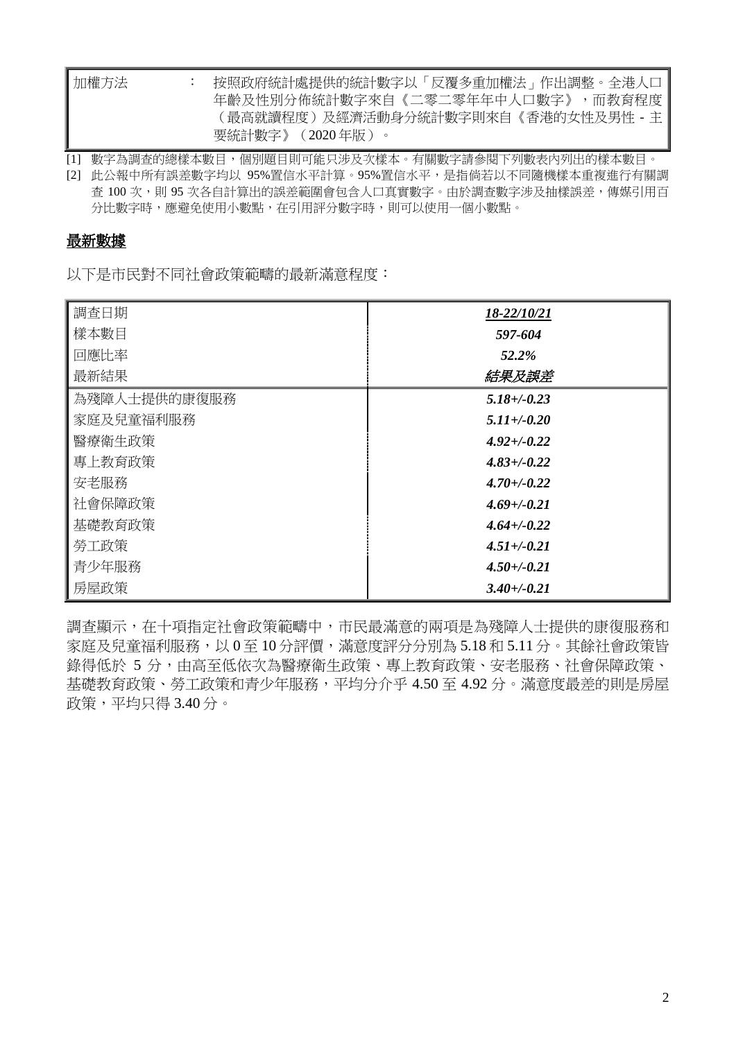| 加權方法 | ： | 按照政府統計處提供的統計數字以「反覆多重加權法」作出調整。全港人口年齡及性別分佈統計數字來自《二零二零年年中人口數字》，而教育程度（最高就讀程度）及經濟活動身分統計數字則來自《香港的女性及男性 - 主要統計數字》（2020 年版）。 |
|---|---|---|

[1] 數字為調查的總樣本數目，個別題目則可能只涉及次樣本。有關數字請參閱下列數表內列出的樣本數目。

[2] 此公報中所有誤差數字均以 95%置信水平計算。95%置信水平，是指倘若以不同隨機樣本重複進行有關調查 100 次，則 95 次各自計算出的誤差範圍會包含人口真實數字。由於調查數字涉及抽樣誤差，傳媒引用百分比數字時，應避免使用小數點，在引用評分數字時，則可以使用一個小數點。

## 最新數據

以下是市民對不同社會政策範疇的最新滿意程度：

| 調查日期 | ***18-22/10/21*** |
|---|---|
| 樣本數目 | ***597-604*** |
| 回應比率 | ***52.2%*** |
| 最新結果 | ***結果及誤差*** |
| 為殘障人士提供的康復服務 | ***5.18+/-0.23*** |
| 家庭及兒童福利服務 | ***5.11+/-0.20*** |
| 醫療衛生政策 | ***4.92+/-0.22*** |
| 專上教育政策 | ***4.83+/-0.22*** |
| 安老服務 | ***4.70+/-0.22*** |
| 社會保障政策 | ***4.69+/-0.21*** |
| 基礎教育政策 | ***4.64+/-0.22*** |
| 勞工政策 | ***4.51+/-0.21*** |
| 青少年服務 | ***4.50+/-0.21*** |
| 房屋政策 | ***3.40+/-0.21*** |

調查顯示，在十項指定社會政策範疇中，市民最滿意的兩項是為殘障人士提供的康復服務和家庭及兒童福利服務，以 0 至 10 分評價，滿意度評分分別為 5.18 和 5.11 分。其餘社會政策皆錄得低於 5 分，由高至低依次為醫療衛生政策、專上教育政策、安老服務、社會保障政策、基礎教育政策、勞工政策和青少年服務，平均分介乎 4.50 至 4.92 分。滿意度最差的則是房屋政策，平均只得 3.40 分。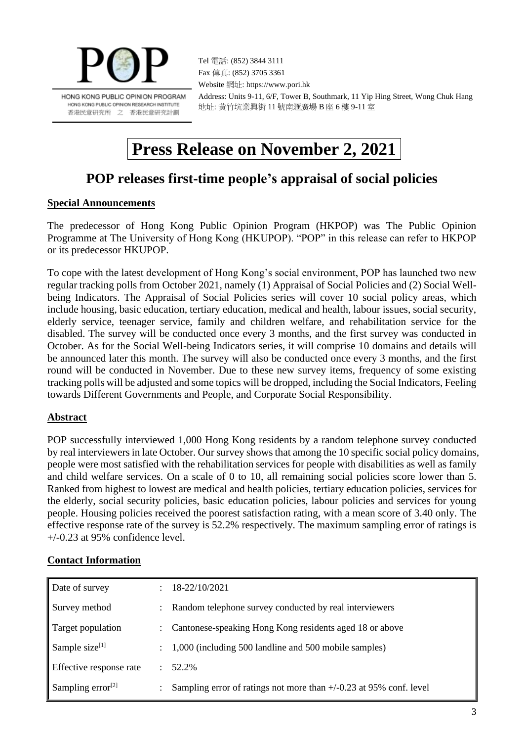POP

HONG KONG PUBLIC OPINION PROGRAM
HONG KONG PUBLIC OPINION RESEARCH INSTITUTE
香港民意研究所 之 香港民意研究計劃

Tel 電話: (852) 3844 3111
Fax 傳真: (852) 3705 3361
Website 網址: https://www.pori.hk
Address: Units 9-11, 6/F, Tower B, Southmark, 11 Yip Hing Street, Wong Chuk Hang
地址: 黃竹坑業興街 11 號南滙廣場 B 座 6 樓 9-11 室

# Press Release on November 2, 2021

## POP releases first-time people's appraisal of social policies

### Special Announcements

The predecessor of Hong Kong Public Opinion Program (HKPOP) was The Public Opinion Programme at The University of Hong Kong (HKUPOP). "POP" in this release can refer to HKPOP or its predecessor HKUPOP.

To cope with the latest development of Hong Kong's social environment, POP has launched two new regular tracking polls from October 2021, namely (1) Appraisal of Social Policies and (2) Social Well-being Indicators. The Appraisal of Social Policies series will cover 10 social policy areas, which include housing, basic education, tertiary education, medical and health, labour issues, social security, elderly service, teenager service, family and children welfare, and rehabilitation service for the disabled. The survey will be conducted once every 3 months, and the first survey was conducted in October. As for the Social Well-being Indicators series, it will comprise 10 domains and details will be announced later this month. The survey will also be conducted once every 3 months, and the first round will be conducted in November. Due to these new survey items, frequency of some existing tracking polls will be adjusted and some topics will be dropped, including the Social Indicators, Feeling towards Different Governments and People, and Corporate Social Responsibility.

### Abstract

POP successfully interviewed 1,000 Hong Kong residents by a random telephone survey conducted by real interviewers in late October. Our survey shows that among the 10 specific social policy domains, people were most satisfied with the rehabilitation services for people with disabilities as well as family and child welfare services. On a scale of 0 to 10, all remaining social policies score lower than 5. Ranked from highest to lowest are medical and health policies, tertiary education policies, services for the elderly, social security policies, basic education policies, labour policies and services for young people. Housing policies received the poorest satisfaction rating, with a mean score of 3.40 only. The effective response rate of the survey is 52.2% respectively. The maximum sampling error of ratings is +/-0.23 at 95% confidence level.

### Contact Information

| | | |
|---|---|---|
| Date of survey | : | 18-22/10/2021 |
| Survey method | : | Random telephone survey conducted by real interviewers |
| Target population | : | Cantonese-speaking Hong Kong residents aged 18 or above |
| Sample size[1] | : | 1,000 (including 500 landline and 500 mobile samples) |
| Effective response rate | : | 52.2% |
| Sampling error[2] | : | Sampling error of ratings not more than +/-0.23 at 95% conf. level |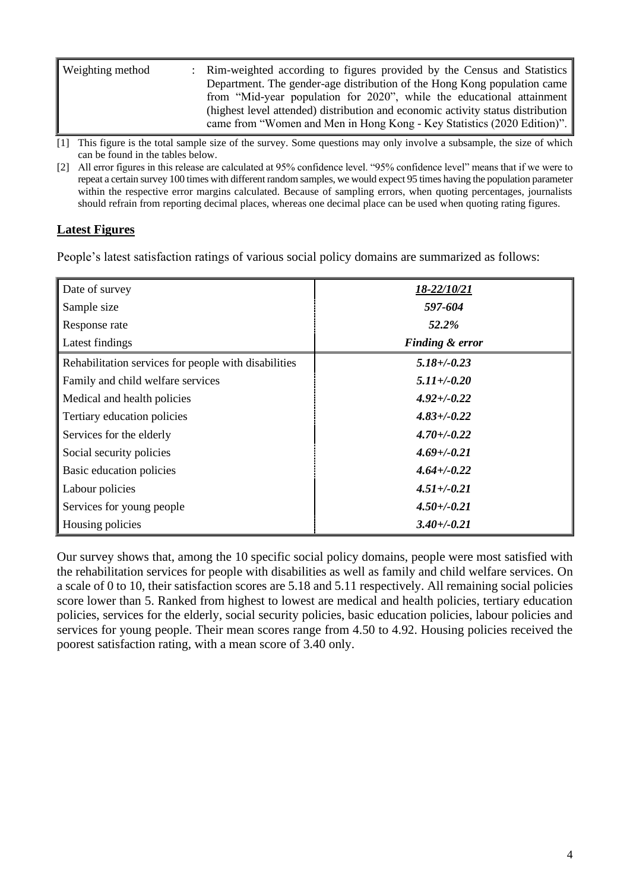| | |
|---|---|
| Weighting method | : Rim-weighted according to figures provided by the Census and Statistics Department. The gender-age distribution of the Hong Kong population came from "Mid-year population for 2020", while the educational attainment (highest level attended) distribution and economic activity status distribution came from "Women and Men in Hong Kong - Key Statistics (2020 Edition)". |

[1] This figure is the total sample size of the survey. Some questions may only involve a subsample, the size of which can be found in the tables below.

[2] All error figures in this release are calculated at 95% confidence level. "95% confidence level" means that if we were to repeat a certain survey 100 times with different random samples, we would expect 95 times having the population parameter within the respective error margins calculated. Because of sampling errors, when quoting percentages, journalists should refrain from reporting decimal places, whereas one decimal place can be used when quoting rating figures.

## Latest Figures

People's latest satisfaction ratings of various social policy domains are summarized as follows:

| Date of survey | ***18-22/10/21*** |
|---|---|
| Sample size | ***597-604*** |
| Response rate | ***52.2%*** |
| Latest findings | ***Finding & error*** |
| Rehabilitation services for people with disabilities | ***5.18+/-0.23*** |
| Family and child welfare services | ***5.11+/-0.20*** |
| Medical and health policies | ***4.92+/-0.22*** |
| Tertiary education policies | ***4.83+/-0.22*** |
| Services for the elderly | ***4.70+/-0.22*** |
| Social security policies | ***4.69+/-0.21*** |
| Basic education policies | ***4.64+/-0.22*** |
| Labour policies | ***4.51+/-0.21*** |
| Services for young people | ***4.50+/-0.21*** |
| Housing policies | ***3.40+/-0.21*** |

Our survey shows that, among the 10 specific social policy domains, people were most satisfied with the rehabilitation services for people with disabilities as well as family and child welfare services. On a scale of 0 to 10, their satisfaction scores are 5.18 and 5.11 respectively. All remaining social policies score lower than 5. Ranked from highest to lowest are medical and health policies, tertiary education policies, services for the elderly, social security policies, basic education policies, labour policies and services for young people. Their mean scores range from 4.50 to 4.92. Housing policies received the poorest satisfaction rating, with a mean score of 3.40 only.